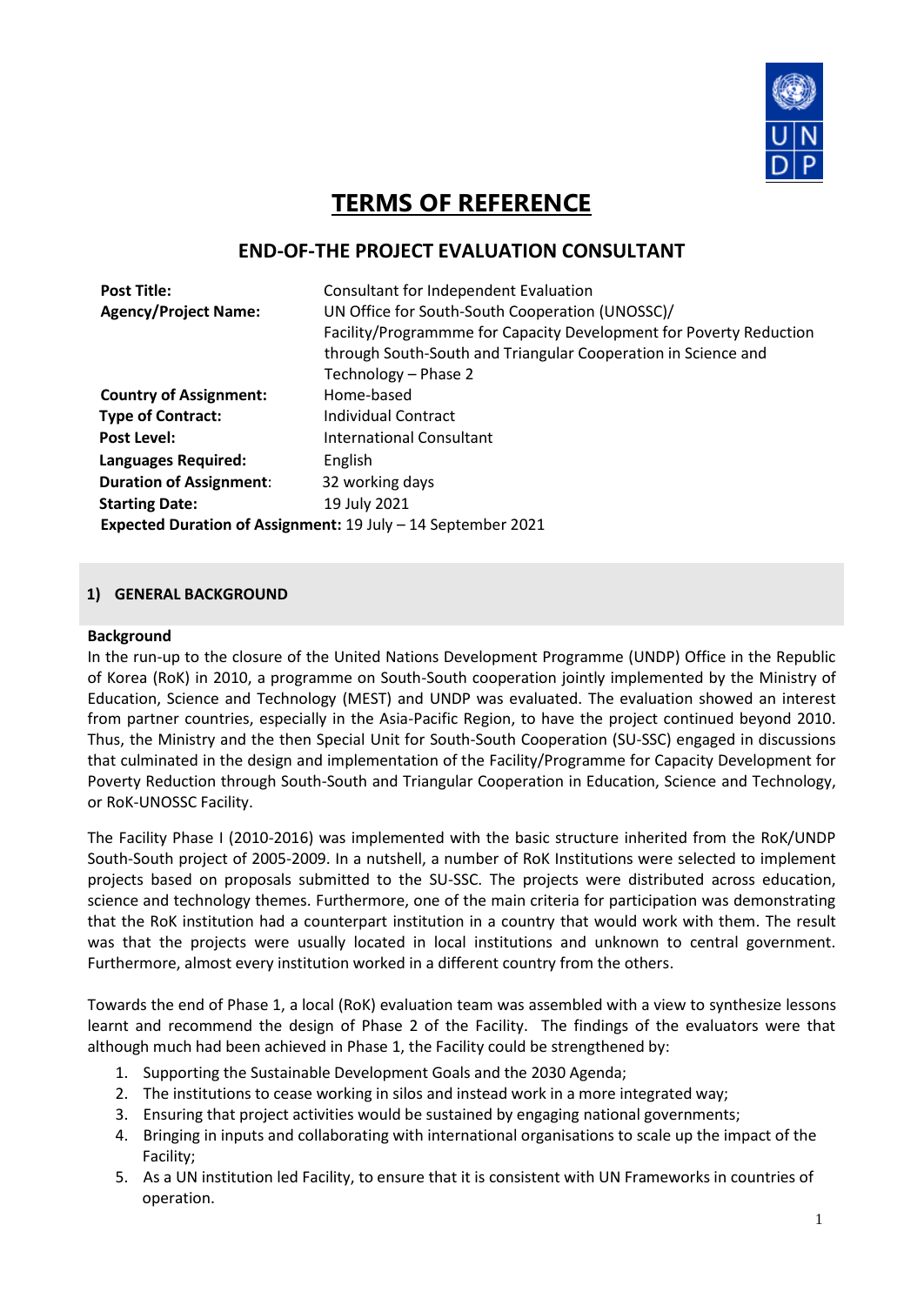# TERMS OF REFERENCE

## END-OF-THE PROJECT EVALUATION CONSULTANT

| | |
|---|---|
| **Post Title:** | Consultant for Independent Evaluation |
| **Agency/Project Name:** | UN Office for South-South Cooperation (UNOSSC)/ Facility/Programmme for Capacity Development for Poverty Reduction through South-South and Triangular Cooperation in Science and Technology – Phase 2 |
| **Country of Assignment:** | Home-based |
| **Type of Contract:** | Individual Contract |
| **Post Level:** | International Consultant |
| **Languages Required:** | English |
| **Duration of Assignment:** | 32 working days |
| **Starting Date:** | 19 July 2021 |
| **Expected Duration of Assignment:** | 19 July – 14 September 2021 |

## 1) GENERAL BACKGROUND

### Background

In the run-up to the closure of the United Nations Development Programme (UNDP) Office in the Republic of Korea (RoK) in 2010, a programme on South-South cooperation jointly implemented by the Ministry of Education, Science and Technology (MEST) and UNDP was evaluated. The evaluation showed an interest from partner countries, especially in the Asia-Pacific Region, to have the project continued beyond 2010. Thus, the Ministry and the then Special Unit for South-South Cooperation (SU-SSC) engaged in discussions that culminated in the design and implementation of the Facility/Programme for Capacity Development for Poverty Reduction through South-South and Triangular Cooperation in Education, Science and Technology, or RoK-UNOSSC Facility.

The Facility Phase I (2010-2016) was implemented with the basic structure inherited from the RoK/UNDP South-South project of 2005-2009. In a nutshell, a number of RoK Institutions were selected to implement projects based on proposals submitted to the SU-SSC. The projects were distributed across education, science and technology themes. Furthermore, one of the main criteria for participation was demonstrating that the RoK institution had a counterpart institution in a country that would work with them. The result was that the projects were usually located in local institutions and unknown to central government. Furthermore, almost every institution worked in a different country from the others.

Towards the end of Phase 1, a local (RoK) evaluation team was assembled with a view to synthesize lessons learnt and recommend the design of Phase 2 of the Facility. The findings of the evaluators were that although much had been achieved in Phase 1, the Facility could be strengthened by:

1. Supporting the Sustainable Development Goals and the 2030 Agenda;
2. The institutions to cease working in silos and instead work in a more integrated way;
3. Ensuring that project activities would be sustained by engaging national governments;
4. Bringing in inputs and collaborating with international organisations to scale up the impact of the Facility;
5. As a UN institution led Facility, to ensure that it is consistent with UN Frameworks in countries of operation.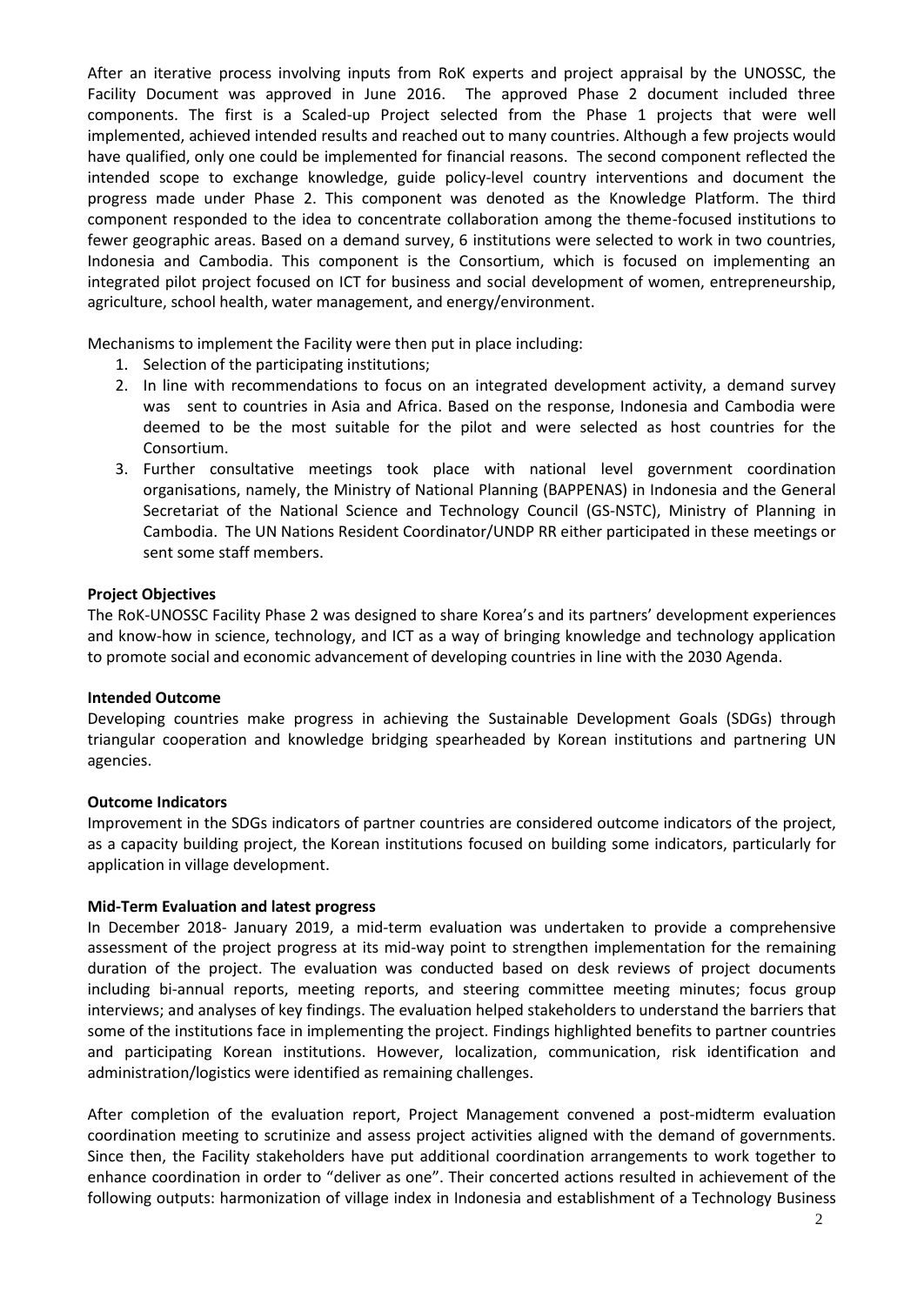After an iterative process involving inputs from RoK experts and project appraisal by the UNOSSC, the Facility Document was approved in June 2016. The approved Phase 2 document included three components. The first is a Scaled-up Project selected from the Phase 1 projects that were well implemented, achieved intended results and reached out to many countries. Although a few projects would have qualified, only one could be implemented for financial reasons. The second component reflected the intended scope to exchange knowledge, guide policy-level country interventions and document the progress made under Phase 2. This component was denoted as the Knowledge Platform. The third component responded to the idea to concentrate collaboration among the theme-focused institutions to fewer geographic areas. Based on a demand survey, 6 institutions were selected to work in two countries, Indonesia and Cambodia. This component is the Consortium, which is focused on implementing an integrated pilot project focused on ICT for business and social development of women, entrepreneurship, agriculture, school health, water management, and energy/environment.

Mechanisms to implement the Facility were then put in place including:

1. Selection of the participating institutions;
2. In line with recommendations to focus on an integrated development activity, a demand survey was sent to countries in Asia and Africa. Based on the response, Indonesia and Cambodia were deemed to be the most suitable for the pilot and were selected as host countries for the Consortium.
3. Further consultative meetings took place with national level government coordination organisations, namely, the Ministry of National Planning (BAPPENAS) in Indonesia and the General Secretariat of the National Science and Technology Council (GS-NSTC), Ministry of Planning in Cambodia. The UN Nations Resident Coordinator/UNDP RR either participated in these meetings or sent some staff members.

**Project Objectives**

The RoK-UNOSSC Facility Phase 2 was designed to share Korea's and its partners' development experiences and know-how in science, technology, and ICT as a way of bringing knowledge and technology application to promote social and economic advancement of developing countries in line with the 2030 Agenda.

**Intended Outcome**

Developing countries make progress in achieving the Sustainable Development Goals (SDGs) through triangular cooperation and knowledge bridging spearheaded by Korean institutions and partnering UN agencies.

**Outcome Indicators**

Improvement in the SDGs indicators of partner countries are considered outcome indicators of the project, as a capacity building project, the Korean institutions focused on building some indicators, particularly for application in village development.

**Mid-Term Evaluation and latest progress**

In December 2018- January 2019, a mid-term evaluation was undertaken to provide a comprehensive assessment of the project progress at its mid-way point to strengthen implementation for the remaining duration of the project. The evaluation was conducted based on desk reviews of project documents including bi-annual reports, meeting reports, and steering committee meeting minutes; focus group interviews; and analyses of key findings. The evaluation helped stakeholders to understand the barriers that some of the institutions face in implementing the project. Findings highlighted benefits to partner countries and participating Korean institutions. However, localization, communication, risk identification and administration/logistics were identified as remaining challenges.

After completion of the evaluation report, Project Management convened a post-midterm evaluation coordination meeting to scrutinize and assess project activities aligned with the demand of governments. Since then, the Facility stakeholders have put additional coordination arrangements to work together to enhance coordination in order to "deliver as one". Their concerted actions resulted in achievement of the following outputs: harmonization of village index in Indonesia and establishment of a Technology Business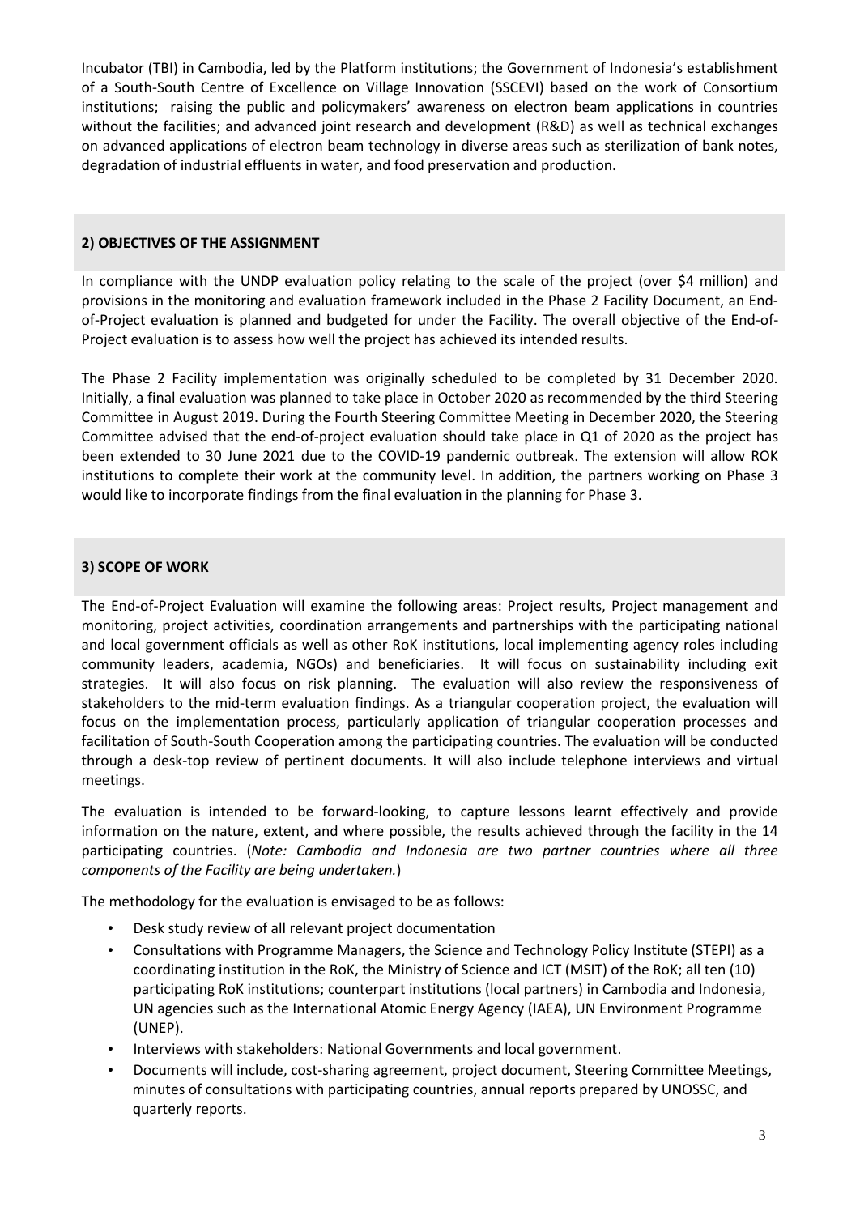Incubator (TBI) in Cambodia, led by the Platform institutions; the Government of Indonesia's establishment of a South-South Centre of Excellence on Village Innovation (SSCEVI) based on the work of Consortium institutions; raising the public and policymakers' awareness on electron beam applications in countries without the facilities; and advanced joint research and development (R&D) as well as technical exchanges on advanced applications of electron beam technology in diverse areas such as sterilization of bank notes, degradation of industrial effluents in water, and food preservation and production.

## 2) OBJECTIVES OF THE ASSIGNMENT

In compliance with the UNDP evaluation policy relating to the scale of the project (over $4 million) and provisions in the monitoring and evaluation framework included in the Phase 2 Facility Document, an End-of-Project evaluation is planned and budgeted for under the Facility. The overall objective of the End-of-Project evaluation is to assess how well the project has achieved its intended results.

The Phase 2 Facility implementation was originally scheduled to be completed by 31 December 2020. Initially, a final evaluation was planned to take place in October 2020 as recommended by the third Steering Committee in August 2019. During the Fourth Steering Committee Meeting in December 2020, the Steering Committee advised that the end-of-project evaluation should take place in Q1 of 2020 as the project has been extended to 30 June 2021 due to the COVID-19 pandemic outbreak. The extension will allow ROK institutions to complete their work at the community level. In addition, the partners working on Phase 3 would like to incorporate findings from the final evaluation in the planning for Phase 3.

## 3) SCOPE OF WORK

The End-of-Project Evaluation will examine the following areas: Project results, Project management and monitoring, project activities, coordination arrangements and partnerships with the participating national and local government officials as well as other RoK institutions, local implementing agency roles including community leaders, academia, NGOs) and beneficiaries. It will focus on sustainability including exit strategies. It will also focus on risk planning. The evaluation will also review the responsiveness of stakeholders to the mid-term evaluation findings. As a triangular cooperation project, the evaluation will focus on the implementation process, particularly application of triangular cooperation processes and facilitation of South-South Cooperation among the participating countries. The evaluation will be conducted through a desk-top review of pertinent documents. It will also include telephone interviews and virtual meetings.

The evaluation is intended to be forward-looking, to capture lessons learnt effectively and provide information on the nature, extent, and where possible, the results achieved through the facility in the 14 participating countries. (*Note: Cambodia and Indonesia are two partner countries where all three components of the Facility are being undertaken.*)

The methodology for the evaluation is envisaged to be as follows:

- Desk study review of all relevant project documentation
- Consultations with Programme Managers, the Science and Technology Policy Institute (STEPI) as a coordinating institution in the RoK, the Ministry of Science and ICT (MSIT) of the RoK; all ten (10) participating RoK institutions; counterpart institutions (local partners) in Cambodia and Indonesia, UN agencies such as the International Atomic Energy Agency (IAEA), UN Environment Programme (UNEP).
- Interviews with stakeholders: National Governments and local government.
- Documents will include, cost-sharing agreement, project document, Steering Committee Meetings, minutes of consultations with participating countries, annual reports prepared by UNOSSC, and quarterly reports.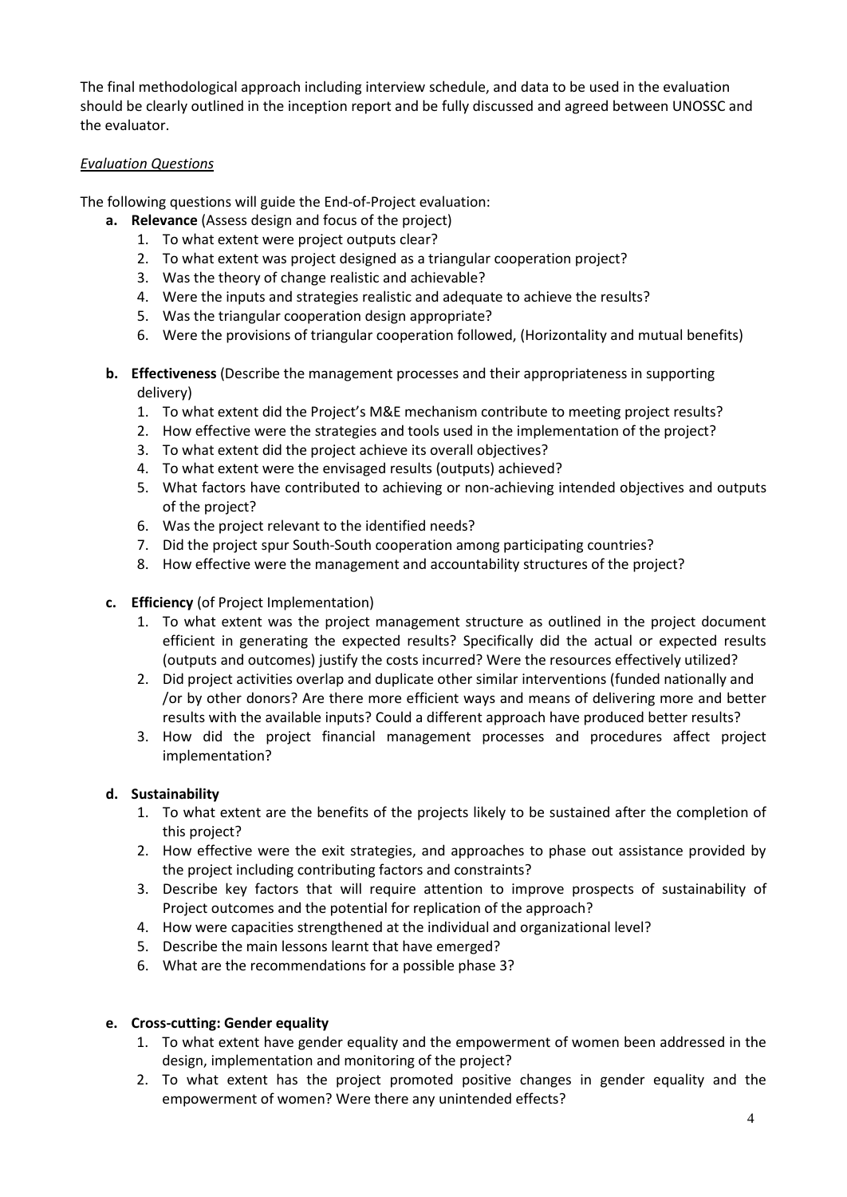The final methodological approach including interview schedule, and data to be used in the evaluation should be clearly outlined in the inception report and be fully discussed and agreed between UNOSSC and the evaluator.

*Evaluation Questions*

The following questions will guide the End-of-Project evaluation:

a. **Relevance** (Assess design and focus of the project)
   1. To what extent were project outputs clear?
   2. To what extent was project designed as a triangular cooperation project?
   3. Was the theory of change realistic and achievable?
   4. Were the inputs and strategies realistic and adequate to achieve the results?
   5. Was the triangular cooperation design appropriate?
   6. Were the provisions of triangular cooperation followed, (Horizontality and mutual benefits)

b. **Effectiveness** (Describe the management processes and their appropriateness in supporting delivery)
   1. To what extent did the Project's M&E mechanism contribute to meeting project results?
   2. How effective were the strategies and tools used in the implementation of the project?
   3. To what extent did the project achieve its overall objectives?
   4. To what extent were the envisaged results (outputs) achieved?
   5. What factors have contributed to achieving or non-achieving intended objectives and outputs of the project?
   6. Was the project relevant to the identified needs?
   7. Did the project spur South-South cooperation among participating countries?
   8. How effective were the management and accountability structures of the project?

c. **Efficiency** (of Project Implementation)
   1. To what extent was the project management structure as outlined in the project document efficient in generating the expected results? Specifically did the actual or expected results (outputs and outcomes) justify the costs incurred? Were the resources effectively utilized?
   2. Did project activities overlap and duplicate other similar interventions (funded nationally and /or by other donors? Are there more efficient ways and means of delivering more and better results with the available inputs? Could a different approach have produced better results?
   3. How did the project financial management processes and procedures affect project implementation?

d. **Sustainability**
   1. To what extent are the benefits of the projects likely to be sustained after the completion of this project?
   2. How effective were the exit strategies, and approaches to phase out assistance provided by the project including contributing factors and constraints?
   3. Describe key factors that will require attention to improve prospects of sustainability of Project outcomes and the potential for replication of the approach?
   4. How were capacities strengthened at the individual and organizational level?
   5. Describe the main lessons learnt that have emerged?
   6. What are the recommendations for a possible phase 3?

e. **Cross-cutting: Gender equality**
   1. To what extent have gender equality and the empowerment of women been addressed in the design, implementation and monitoring of the project?
   2. To what extent has the project promoted positive changes in gender equality and the empowerment of women? Were there any unintended effects?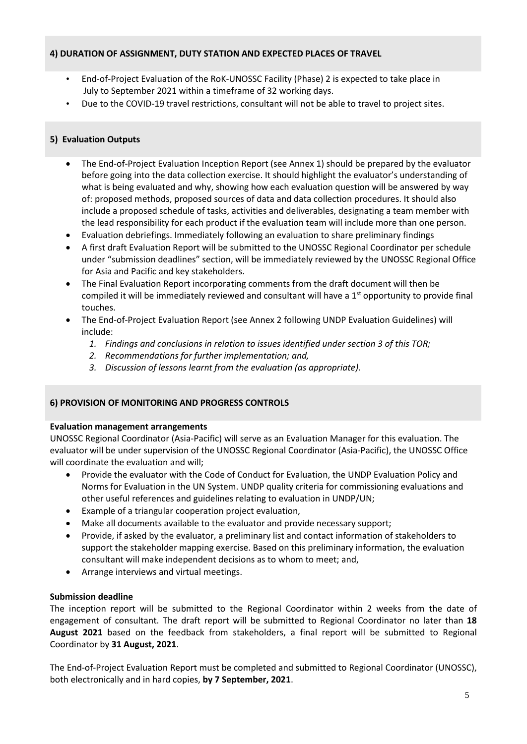## 4) DURATION OF ASSIGNMENT, DUTY STATION AND EXPECTED PLACES OF TRAVEL

- End-of-Project Evaluation of the RoK-UNOSSC Facility (Phase) 2 is expected to take place in July to September 2021 within a timeframe of 32 working days.
- Due to the COVID-19 travel restrictions, consultant will not be able to travel to project sites.

## 5) Evaluation Outputs

- The End-of-Project Evaluation Inception Report (see Annex 1) should be prepared by the evaluator before going into the data collection exercise. It should highlight the evaluator's understanding of what is being evaluated and why, showing how each evaluation question will be answered by way of: proposed methods, proposed sources of data and data collection procedures. It should also include a proposed schedule of tasks, activities and deliverables, designating a team member with the lead responsibility for each product if the evaluation team will include more than one person.
- Evaluation debriefings. Immediately following an evaluation to share preliminary findings
- A first draft Evaluation Report will be submitted to the UNOSSC Regional Coordinator per schedule under "submission deadlines" section, will be immediately reviewed by the UNOSSC Regional Office for Asia and Pacific and key stakeholders.
- The Final Evaluation Report incorporating comments from the draft document will then be compiled it will be immediately reviewed and consultant will have a 1st opportunity to provide final touches.
- The End-of-Project Evaluation Report (see Annex 2 following UNDP Evaluation Guidelines) will include:
  1. *Findings and conclusions in relation to issues identified under section 3 of this TOR;*
  2. *Recommendations for further implementation; and,*
  3. *Discussion of lessons learnt from the evaluation (as appropriate).*

## 6) PROVISION OF MONITORING AND PROGRESS CONTROLS

**Evaluation management arrangements**

UNOSSC Regional Coordinator (Asia-Pacific) will serve as an Evaluation Manager for this evaluation. The evaluator will be under supervision of the UNOSSC Regional Coordinator (Asia-Pacific), the UNOSSC Office will coordinate the evaluation and will;

- Provide the evaluator with the Code of Conduct for Evaluation, the UNDP Evaluation Policy and Norms for Evaluation in the UN System. UNDP quality criteria for commissioning evaluations and other useful references and guidelines relating to evaluation in UNDP/UN;
- Example of a triangular cooperation project evaluation,
- Make all documents available to the evaluator and provide necessary support;
- Provide, if asked by the evaluator, a preliminary list and contact information of stakeholders to support the stakeholder mapping exercise. Based on this preliminary information, the evaluation consultant will make independent decisions as to whom to meet; and,
- Arrange interviews and virtual meetings.

**Submission deadline**

The inception report will be submitted to the Regional Coordinator within 2 weeks from the date of engagement of consultant. The draft report will be submitted to Regional Coordinator no later than **18 August 2021** based on the feedback from stakeholders, a final report will be submitted to Regional Coordinator by **31 August, 2021**.

The End-of-Project Evaluation Report must be completed and submitted to Regional Coordinator (UNOSSC), both electronically and in hard copies, **by 7 September, 2021**.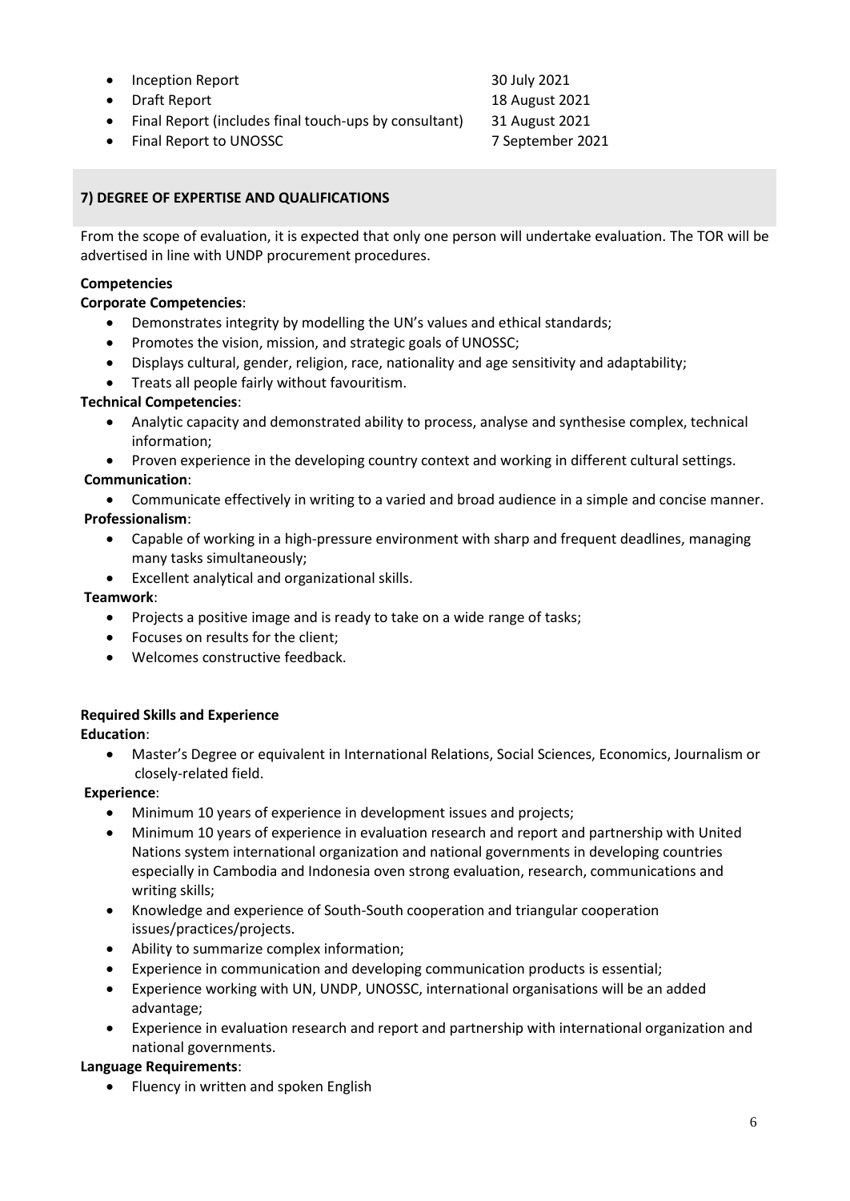- Inception Report 30 July 2021
- Draft Report 18 August 2021
- Final Report (includes final touch-ups by consultant) 31 August 2021
- Final Report to UNOSSC 7 September 2021

## 7) DEGREE OF EXPERTISE AND QUALIFICATIONS

From the scope of evaluation, it is expected that only one person will undertake evaluation. The TOR will be advertised in line with UNDP procurement procedures.

**Competencies**

**Corporate Competencies**:

- Demonstrates integrity by modelling the UN's values and ethical standards;
- Promotes the vision, mission, and strategic goals of UNOSSC;
- Displays cultural, gender, religion, race, nationality and age sensitivity and adaptability;
- Treats all people fairly without favouritism.

**Technical Competencies**:

- Analytic capacity and demonstrated ability to process, analyse and synthesise complex, technical information;
- Proven experience in the developing country context and working in different cultural settings.

**Communication**:

- Communicate effectively in writing to a varied and broad audience in a simple and concise manner.

**Professionalism**:

- Capable of working in a high-pressure environment with sharp and frequent deadlines, managing many tasks simultaneously;
- Excellent analytical and organizational skills.

**Teamwork**:

- Projects a positive image and is ready to take on a wide range of tasks;
- Focuses on results for the client;
- Welcomes constructive feedback.

**Required Skills and Experience**

**Education**:

- Master's Degree or equivalent in International Relations, Social Sciences, Economics, Journalism or closely-related field.

**Experience**:

- Minimum 10 years of experience in development issues and projects;
- Minimum 10 years of experience in evaluation research and report and partnership with United Nations system international organization and national governments in developing countries especially in Cambodia and Indonesia oven strong evaluation, research, communications and writing skills;
- Knowledge and experience of South-South cooperation and triangular cooperation issues/practices/projects.
- Ability to summarize complex information;
- Experience in communication and developing communication products is essential;
- Experience working with UN, UNDP, UNOSSC, international organisations will be an added advantage;
- Experience in evaluation research and report and partnership with international organization and national governments.

**Language Requirements**:

- Fluency in written and spoken English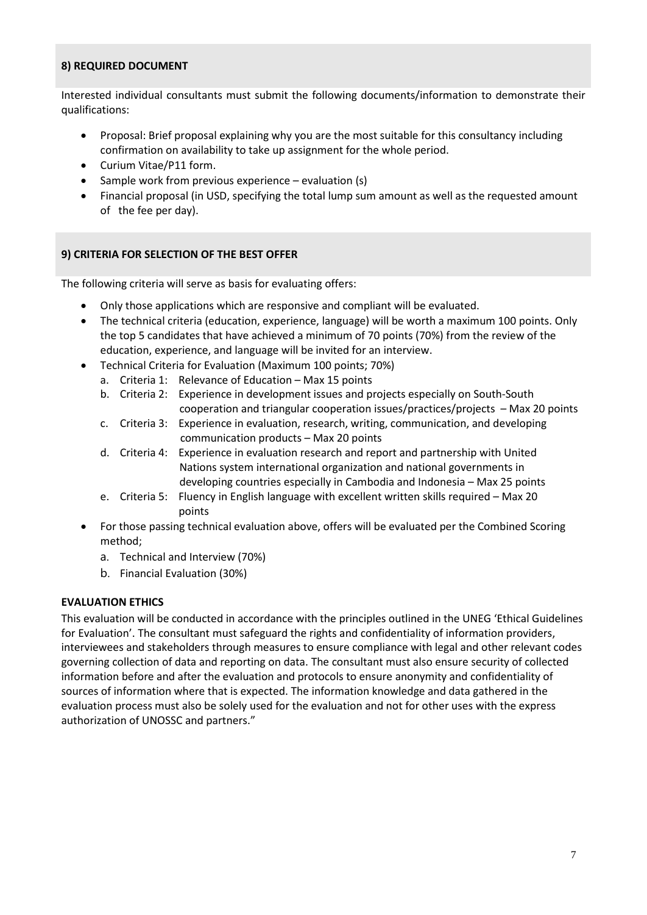## 8) REQUIRED DOCUMENT

Interested individual consultants must submit the following documents/information to demonstrate their qualifications:

- Proposal: Brief proposal explaining why you are the most suitable for this consultancy including confirmation on availability to take up assignment for the whole period.
- Curium Vitae/P11 form.
- Sample work from previous experience – evaluation (s)
- Financial proposal (in USD, specifying the total lump sum amount as well as the requested amount of the fee per day).

## 9) CRITERIA FOR SELECTION OF THE BEST OFFER

The following criteria will serve as basis for evaluating offers:

- Only those applications which are responsive and compliant will be evaluated.
- The technical criteria (education, experience, language) will be worth a maximum 100 points. Only the top 5 candidates that have achieved a minimum of 70 points (70%) from the review of the education, experience, and language will be invited for an interview.
- Technical Criteria for Evaluation (Maximum 100 points; 70%)
  a. Criteria 1: Relevance of Education – Max 15 points
  b. Criteria 2: Experience in development issues and projects especially on South-South cooperation and triangular cooperation issues/practices/projects – Max 20 points
  c. Criteria 3: Experience in evaluation, research, writing, communication, and developing communication products – Max 20 points
  d. Criteria 4: Experience in evaluation research and report and partnership with United Nations system international organization and national governments in developing countries especially in Cambodia and Indonesia – Max 25 points
  e. Criteria 5: Fluency in English language with excellent written skills required – Max 20 points
- For those passing technical evaluation above, offers will be evaluated per the Combined Scoring method;
  a. Technical and Interview (70%)
  b. Financial Evaluation (30%)

**EVALUATION ETHICS**

This evaluation will be conducted in accordance with the principles outlined in the UNEG 'Ethical Guidelines for Evaluation'. The consultant must safeguard the rights and confidentiality of information providers, interviewees and stakeholders through measures to ensure compliance with legal and other relevant codes governing collection of data and reporting on data. The consultant must also ensure security of collected information before and after the evaluation and protocols to ensure anonymity and confidentiality of sources of information where that is expected. The information knowledge and data gathered in the evaluation process must also be solely used for the evaluation and not for other uses with the express authorization of UNOSSC and partners."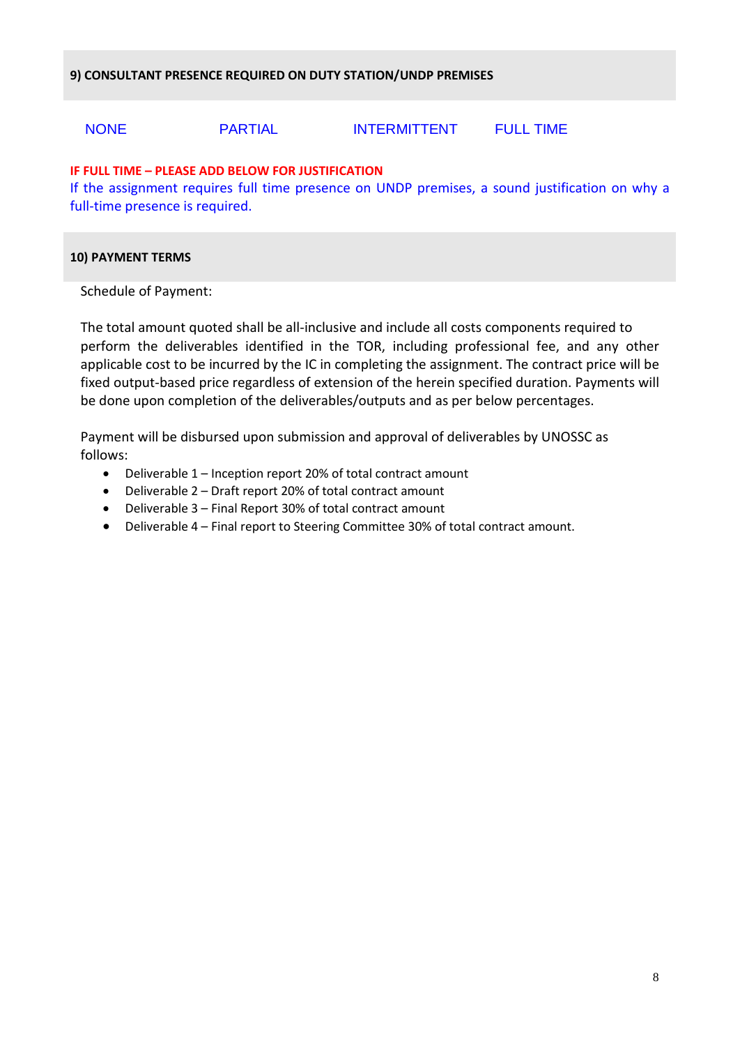## 9) CONSULTANT PRESENCE REQUIRED ON DUTY STATION/UNDP PREMISES

NONE PARTIAL INTERMITTENT FULL TIME

**IF FULL TIME – PLEASE ADD BELOW FOR JUSTIFICATION**

If the assignment requires full time presence on UNDP premises, a sound justification on why a full-time presence is required.

## 10) PAYMENT TERMS

Schedule of Payment:

The total amount quoted shall be all-inclusive and include all costs components required to perform the deliverables identified in the TOR, including professional fee, and any other applicable cost to be incurred by the IC in completing the assignment. The contract price will be fixed output-based price regardless of extension of the herein specified duration. Payments will be done upon completion of the deliverables/outputs and as per below percentages.

Payment will be disbursed upon submission and approval of deliverables by UNOSSC as follows:

- Deliverable 1 – Inception report 20% of total contract amount
- Deliverable 2 – Draft report 20% of total contract amount
- Deliverable 3 – Final Report 30% of total contract amount
- Deliverable 4 – Final report to Steering Committee 30% of total contract amount.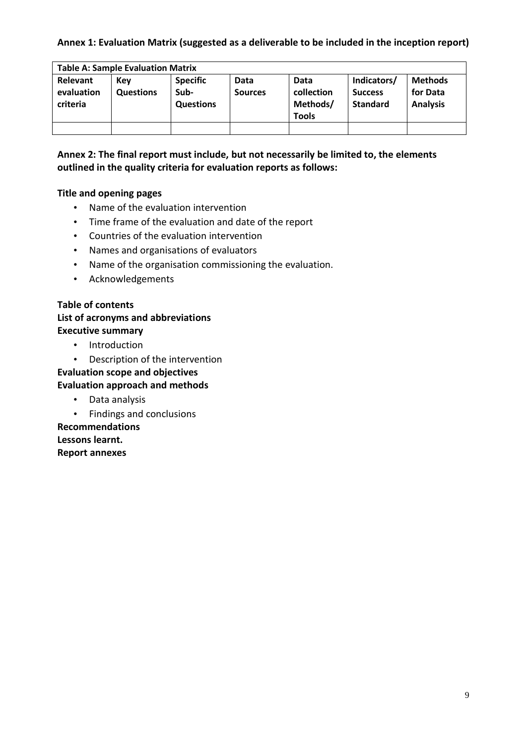**Annex 1: Evaluation Matrix (suggested as a deliverable to be included in the inception report)**

**Table A: Sample Evaluation Matrix**

| Relevant evaluation criteria | Key Questions | Specific Sub-Questions | Data Sources | Data collection Methods/ Tools | Indicators/ Success Standard | Methods for Data Analysis |
|---|---|---|---|---|---|---|
| | | | | | | |

**Annex 2: The final report must include, but not necessarily be limited to, the elements outlined in the quality criteria for evaluation reports as follows:**

**Title and opening pages**

- Name of the evaluation intervention
- Time frame of the evaluation and date of the report
- Countries of the evaluation intervention
- Names and organisations of evaluators
- Name of the organisation commissioning the evaluation.
- Acknowledgements

**Table of contents**

**List of acronyms and abbreviations**

**Executive summary**

- Introduction
- Description of the intervention

**Evaluation scope and objectives**

**Evaluation approach and methods**

- Data analysis
- Findings and conclusions

**Recommendations**

**Lessons learnt.**

**Report annexes**